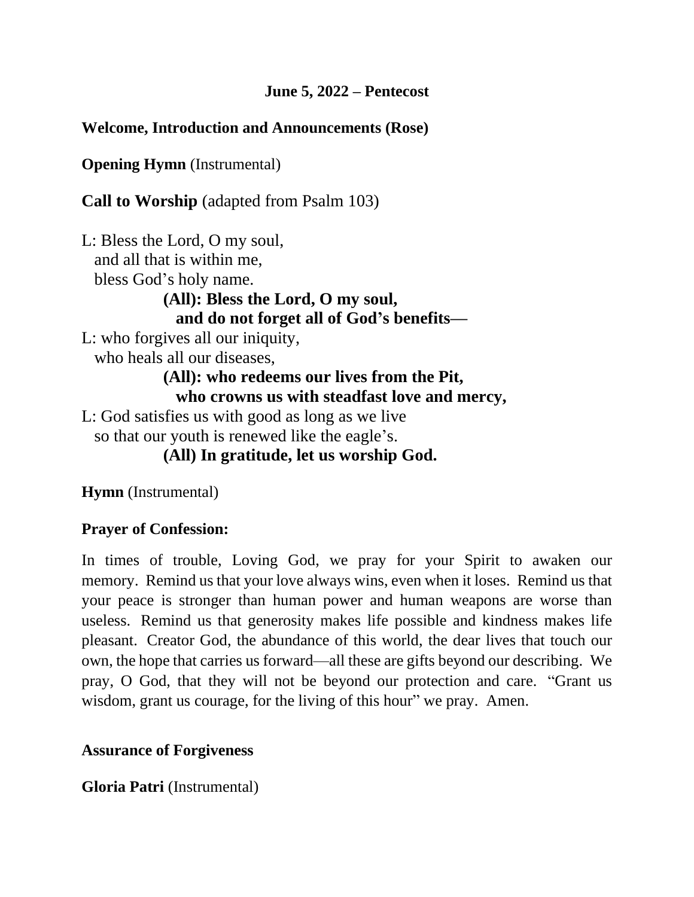**June 5, 2022 – Pentecost**

**Welcome, Introduction and Announcements (Rose)**

**Opening Hymn** (Instrumental)

**Call to Worship** (adapted from Psalm 103)

L: Bless the Lord, O my soul,
and all that is within me,
bless God's holy name.

**(All): Bless the Lord, O my soul,
and do not forget all of God's benefits—**

L: who forgives all our iniquity,
who heals all our diseases,

**(All): who redeems our lives from the Pit,
who crowns us with steadfast love and mercy,**

L: God satisfies us with good as long as we live
so that our youth is renewed like the eagle's.

**(All) In gratitude, let us worship God.**

**Hymn** (Instrumental)

**Prayer of Confession:**

In times of trouble, Loving God, we pray for your Spirit to awaken our memory. Remind us that your love always wins, even when it loses. Remind us that your peace is stronger than human power and human weapons are worse than useless. Remind us that generosity makes life possible and kindness makes life pleasant. Creator God, the abundance of this world, the dear lives that touch our own, the hope that carries us forward—all these are gifts beyond our describing. We pray, O God, that they will not be beyond our protection and care. "Grant us wisdom, grant us courage, for the living of this hour" we pray. Amen.

**Assurance of Forgiveness**

**Gloria Patri** (Instrumental)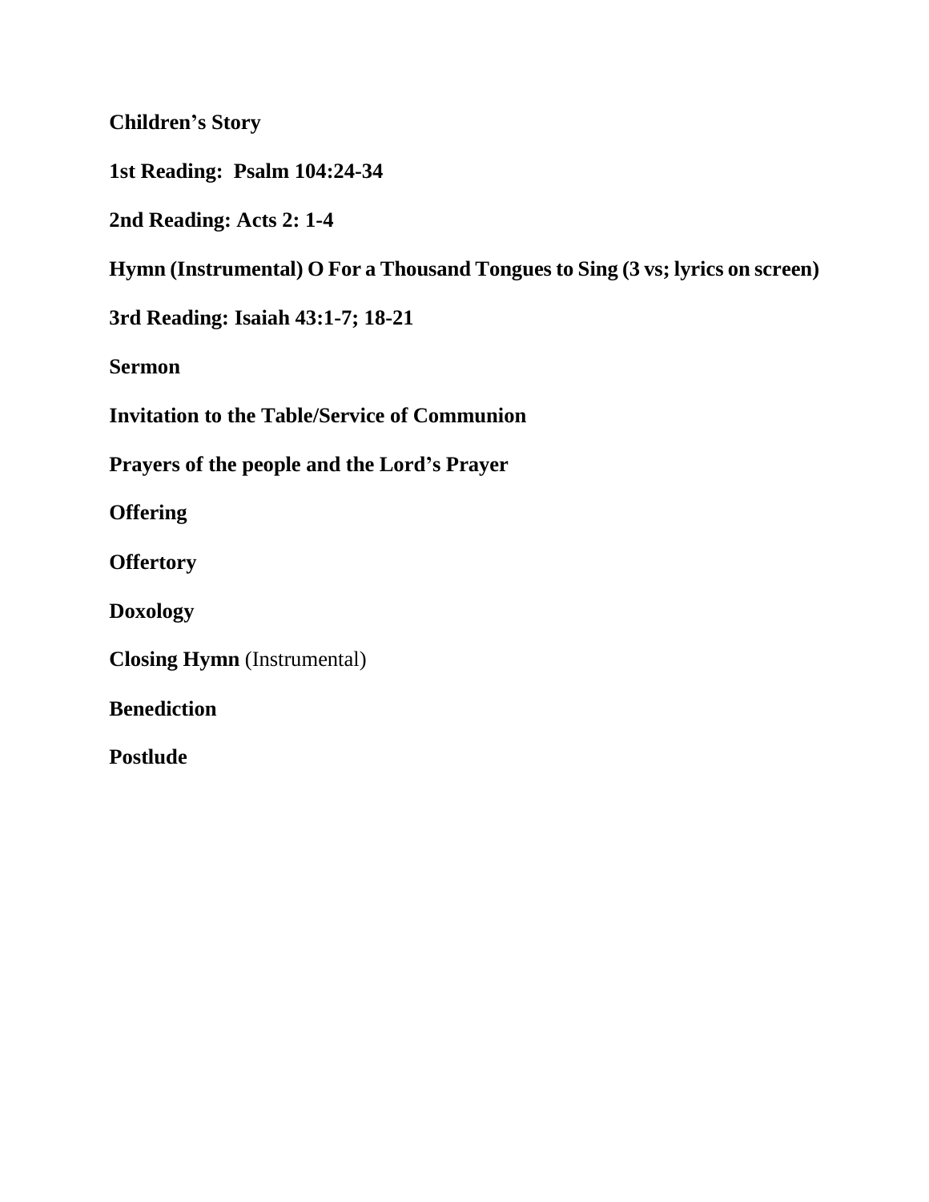**Children's Story**

**1st Reading:  Psalm 104:24-34**

**2nd Reading: Acts 2: 1-4**

**Hymn (Instrumental) O For a Thousand Tongues to Sing (3 vs; lyrics on screen)**

**3rd Reading: Isaiah 43:1-7; 18-21**

**Sermon**

**Invitation to the Table/Service of Communion**

**Prayers of the people and the Lord's Prayer**

**Offering**

**Offertory**

**Doxology**

**Closing Hymn** (Instrumental)

**Benediction**

**Postlude**